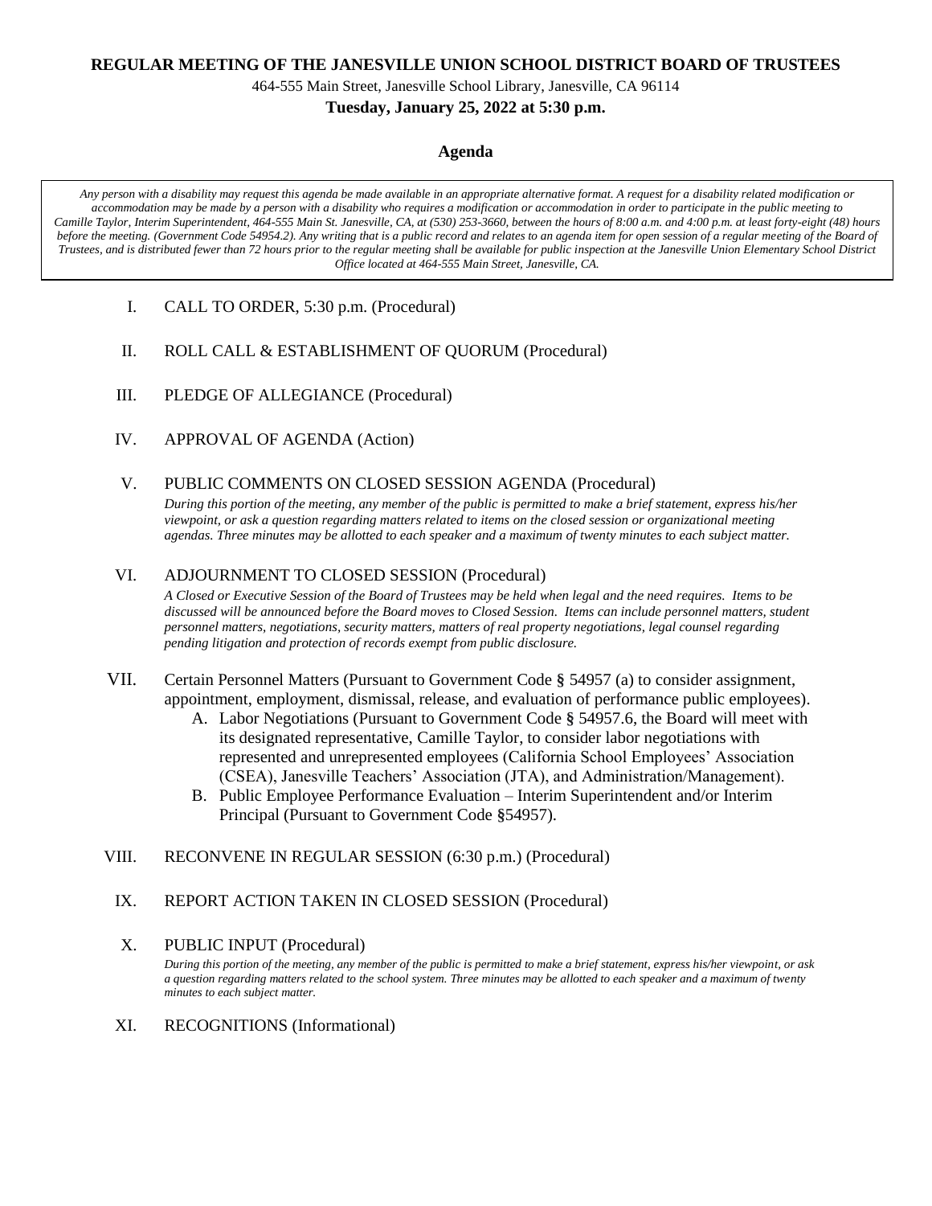**REGULAR MEETING OF THE JANESVILLE UNION SCHOOL DISTRICT BOARD OF TRUSTEES**

464-555 Main Street, Janesville School Library, Janesville, CA 96114

**Tuesday, January 25, 2022 at 5:30 p.m.**

## Agenda

*Any person with a disability may request this agenda be made available in an appropriate alternative format. A request for a disability related modification or accommodation may be made by a person with a disability who requires a modification or accommodation in order to participate in the public meeting to Camille Taylor, Interim Superintendent, 464-555 Main St. Janesville, CA, at (530) 253-3660, between the hours of 8:00 a.m. and 4:00 p.m. at least forty-eight (48) hours before the meeting. (Government Code 54954.2). Any writing that is a public record and relates to an agenda item for open session of a regular meeting of the Board of Trustees, and is distributed fewer than 72 hours prior to the regular meeting shall be available for public inspection at the Janesville Union Elementary School District Office located at 464-555 Main Street, Janesville, CA.*

I. CALL TO ORDER, 5:30 p.m. (Procedural)

II. ROLL CALL & ESTABLISHMENT OF QUORUM (Procedural)

III. PLEDGE OF ALLEGIANCE (Procedural)

IV. APPROVAL OF AGENDA (Action)

V. PUBLIC COMMENTS ON CLOSED SESSION AGENDA (Procedural)

*During this portion of the meeting, any member of the public is permitted to make a brief statement, express his/her viewpoint, or ask a question regarding matters related to items on the closed session or organizational meeting agendas. Three minutes may be allotted to each speaker and a maximum of twenty minutes to each subject matter.*

VI. ADJOURNMENT TO CLOSED SESSION (Procedural)

*A Closed or Executive Session of the Board of Trustees may be held when legal and the need requires. Items to be discussed will be announced before the Board moves to Closed Session. Items can include personnel matters, student personnel matters, negotiations, security matters, matters of real property negotiations, legal counsel regarding pending litigation and protection of records exempt from public disclosure.*

VII. Certain Personnel Matters (Pursuant to Government Code § 54957 (a) to consider assignment, appointment, employment, dismissal, release, and evaluation of performance public employees).

A. Labor Negotiations (Pursuant to Government Code § 54957.6, the Board will meet with its designated representative, Camille Taylor, to consider labor negotiations with represented and unrepresented employees (California School Employees' Association (CSEA), Janesville Teachers' Association (JTA), and Administration/Management).

B. Public Employee Performance Evaluation – Interim Superintendent and/or Interim Principal (Pursuant to Government Code §54957).

VIII. RECONVENE IN REGULAR SESSION (6:30 p.m.) (Procedural)

IX. REPORT ACTION TAKEN IN CLOSED SESSION (Procedural)

X. PUBLIC INPUT (Procedural)

*During this portion of the meeting, any member of the public is permitted to make a brief statement, express his/her viewpoint, or ask a question regarding matters related to the school system. Three minutes may be allotted to each speaker and a maximum of twenty minutes to each subject matter.*

XI. RECOGNITIONS (Informational)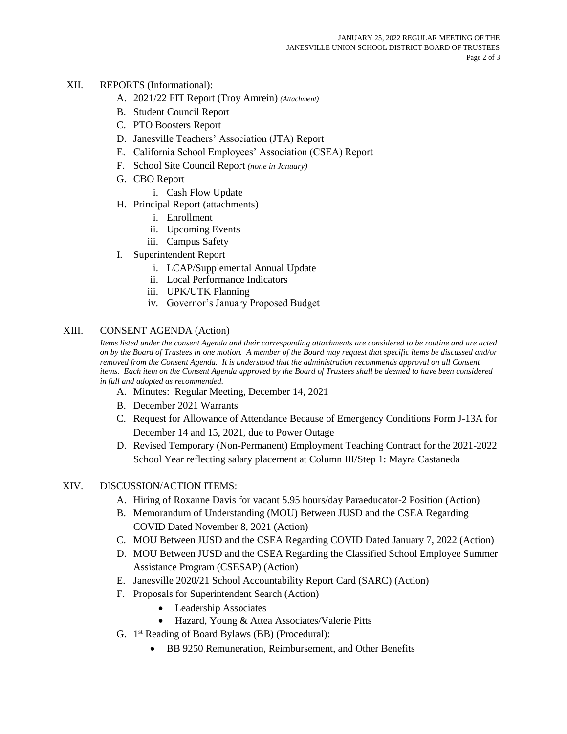XII. REPORTS (Informational):

A. 2021/22 FIT Report (Troy Amrein) *(Attachment)*
B. Student Council Report
C. PTO Boosters Report
D. Janesville Teachers' Association (JTA) Report
E. California School Employees' Association (CSEA) Report
F. School Site Council Report *(none in January)*
G. CBO Report
   i. Cash Flow Update
H. Principal Report (attachments)
   i. Enrollment
   ii. Upcoming Events
   iii. Campus Safety
I. Superintendent Report
   i. LCAP/Supplemental Annual Update
   ii. Local Performance Indicators
   iii. UPK/UTK Planning
   iv. Governor's January Proposed Budget

XIII. CONSENT AGENDA (Action)

*Items listed under the consent Agenda and their corresponding attachments are considered to be routine and are acted on by the Board of Trustees in one motion. A member of the Board may request that specific items be discussed and/or removed from the Consent Agenda. It is understood that the administration recommends approval on all Consent items. Each item on the Consent Agenda approved by the Board of Trustees shall be deemed to have been considered in full and adopted as recommended.*

A. Minutes: Regular Meeting, December 14, 2021
B. December 2021 Warrants
C. Request for Allowance of Attendance Because of Emergency Conditions Form J-13A for December 14 and 15, 2021, due to Power Outage
D. Revised Temporary (Non-Permanent) Employment Teaching Contract for the 2021-2022 School Year reflecting salary placement at Column III/Step 1: Mayra Castaneda

XIV. DISCUSSION/ACTION ITEMS:

A. Hiring of Roxanne Davis for vacant 5.95 hours/day Paraeducator-2 Position (Action)
B. Memorandum of Understanding (MOU) Between JUSD and the CSEA Regarding COVID Dated November 8, 2021 (Action)
C. MOU Between JUSD and the CSEA Regarding COVID Dated January 7, 2022 (Action)
D. MOU Between JUSD and the CSEA Regarding the Classified School Employee Summer Assistance Program (CSESAP) (Action)
E. Janesville 2020/21 School Accountability Report Card (SARC) (Action)
F. Proposals for Superintendent Search (Action)
   - Leadership Associates
   - Hazard, Young & Attea Associates/Valerie Pitts
G. 1st Reading of Board Bylaws (BB) (Procedural):
   - BB 9250 Remuneration, Reimbursement, and Other Benefits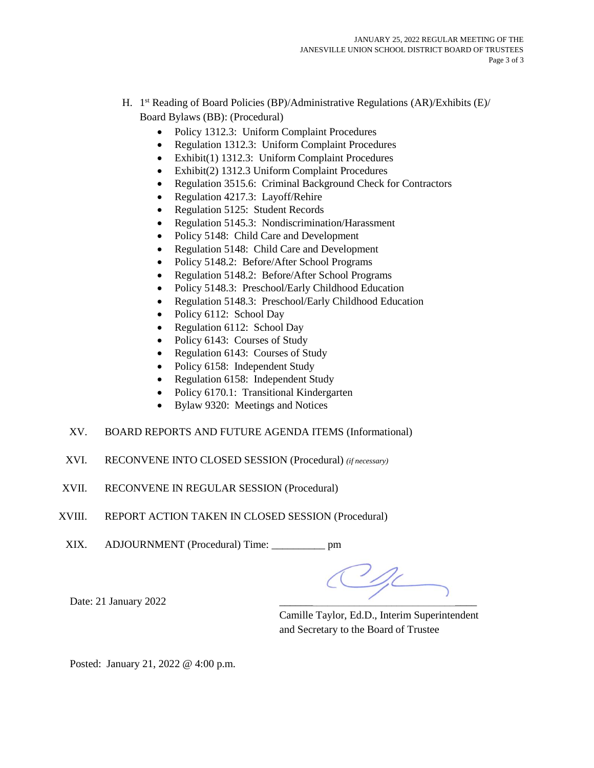H. 1st Reading of Board Policies (BP)/Administrative Regulations (AR)/Exhibits (E)/ Board Bylaws (BB): (Procedural)

- Policy 1312.3: Uniform Complaint Procedures
- Regulation 1312.3: Uniform Complaint Procedures
- Exhibit(1) 1312.3: Uniform Complaint Procedures
- Exhibit(2) 1312.3 Uniform Complaint Procedures
- Regulation 3515.6: Criminal Background Check for Contractors
- Regulation 4217.3: Layoff/Rehire
- Regulation 5125: Student Records
- Regulation 5145.3: Nondiscrimination/Harassment
- Policy 5148: Child Care and Development
- Regulation 5148: Child Care and Development
- Policy 5148.2: Before/After School Programs
- Regulation 5148.2: Before/After School Programs
- Policy 5148.3: Preschool/Early Childhood Education
- Regulation 5148.3: Preschool/Early Childhood Education
- Policy 6112: School Day
- Regulation 6112: School Day
- Policy 6143: Courses of Study
- Regulation 6143: Courses of Study
- Policy 6158: Independent Study
- Regulation 6158: Independent Study
- Policy 6170.1: Transitional Kindergarten
- Bylaw 9320: Meetings and Notices

XV. BOARD REPORTS AND FUTURE AGENDA ITEMS (Informational)

XVI. RECONVENE INTO CLOSED SESSION (Procedural) *(if necessary)*

XVII. RECONVENE IN REGULAR SESSION (Procedural)

XVIII. REPORT ACTION TAKEN IN CLOSED SESSION (Procedural)

XIX. ADJOURNMENT (Procedural) Time: __________ pm

Date: 21 January 2022

Camille Taylor, Ed.D., Interim Superintendent
and Secretary to the Board of Trustee

Posted: January 21, 2022 @ 4:00 p.m.